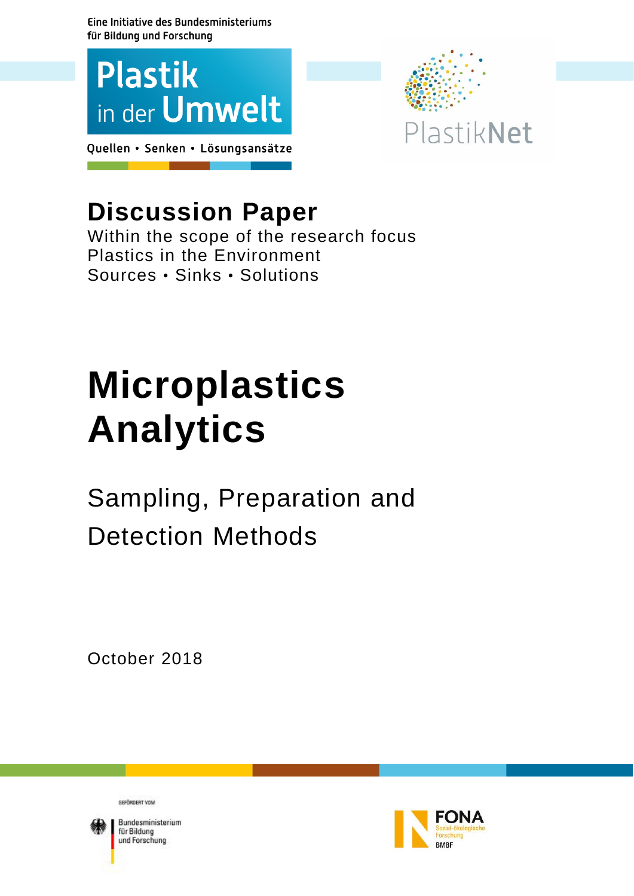Eine Initiative des Bundesministeriums für Bildung und Forschung

Plastik in der Umwelt

Quellen • Senken • Lösungsansätze

PlastikNet

# Discussion Paper

Within the scope of the research focus
Plastics in the Environment
Sources • Sinks • Solutions

# Microplastics Analytics

## Sampling, Preparation and Detection Methods

October 2018

GEFÖRDERT VOM

Bundesministerium für Bildung und Forschung

FONA Sozial-ökologische Forschung BMBF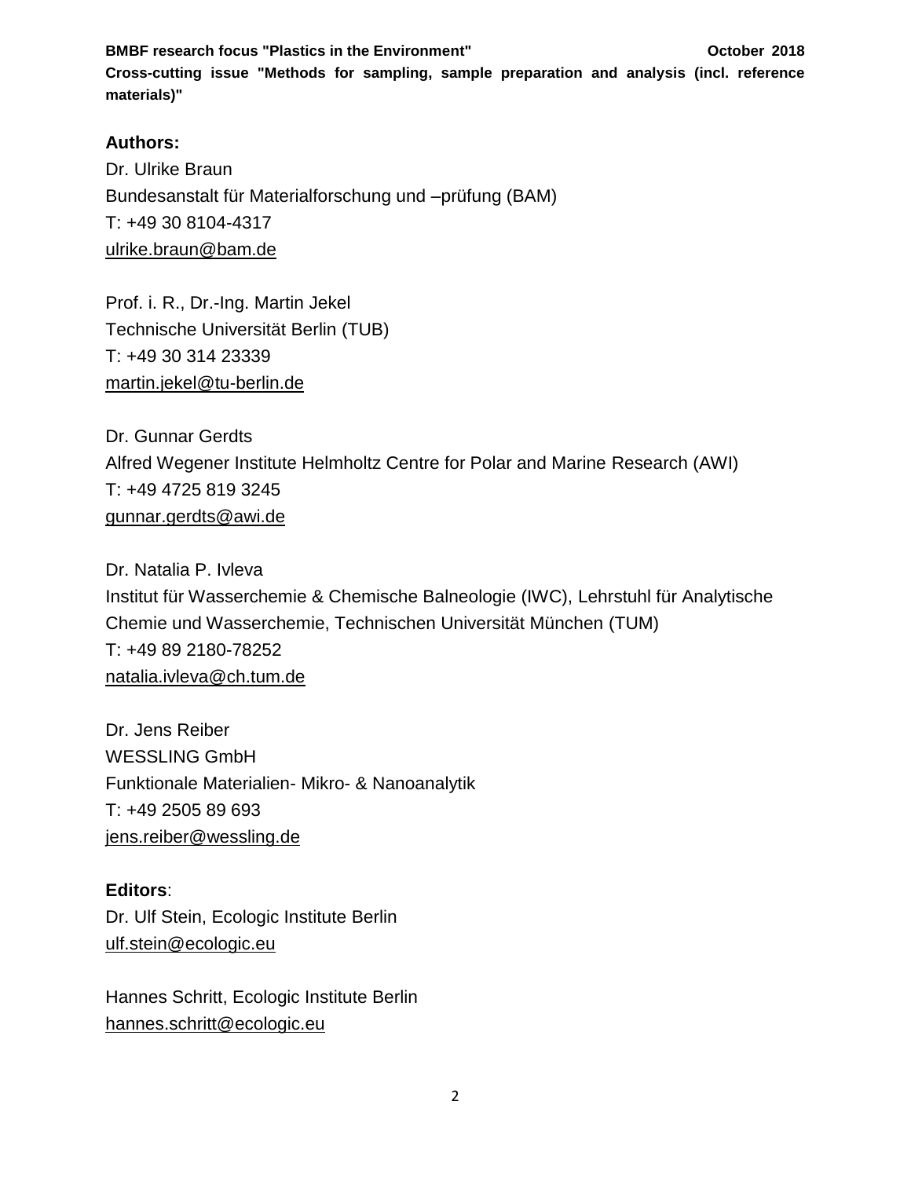**Authors:**

Dr. Ulrike Braun
Bundesanstalt für Materialforschung und –prüfung (BAM)
T: +49 30 8104-4317
ulrike.braun@bam.de

Prof. i. R., Dr.-Ing. Martin Jekel
Technische Universität Berlin (TUB)
T: +49 30 314 23339
martin.jekel@tu-berlin.de

Dr. Gunnar Gerdts
Alfred Wegener Institute Helmholtz Centre for Polar and Marine Research (AWI)
T: +49 4725 819 3245
gunnar.gerdts@awi.de

Dr. Natalia P. Ivleva
Institut für Wasserchemie & Chemische Balneologie (IWC), Lehrstuhl für Analytische Chemie und Wasserchemie, Technischen Universität München (TUM)
T: +49 89 2180-78252
natalia.ivleva@ch.tum.de

Dr. Jens Reiber
WESSLING GmbH
Funktionale Materialien- Mikro- & Nanoanalytik
T: +49 2505 89 693
jens.reiber@wessling.de

**Editors**:

Dr. Ulf Stein, Ecologic Institute Berlin
ulf.stein@ecologic.eu

Hannes Schritt, Ecologic Institute Berlin
hannes.schritt@ecologic.eu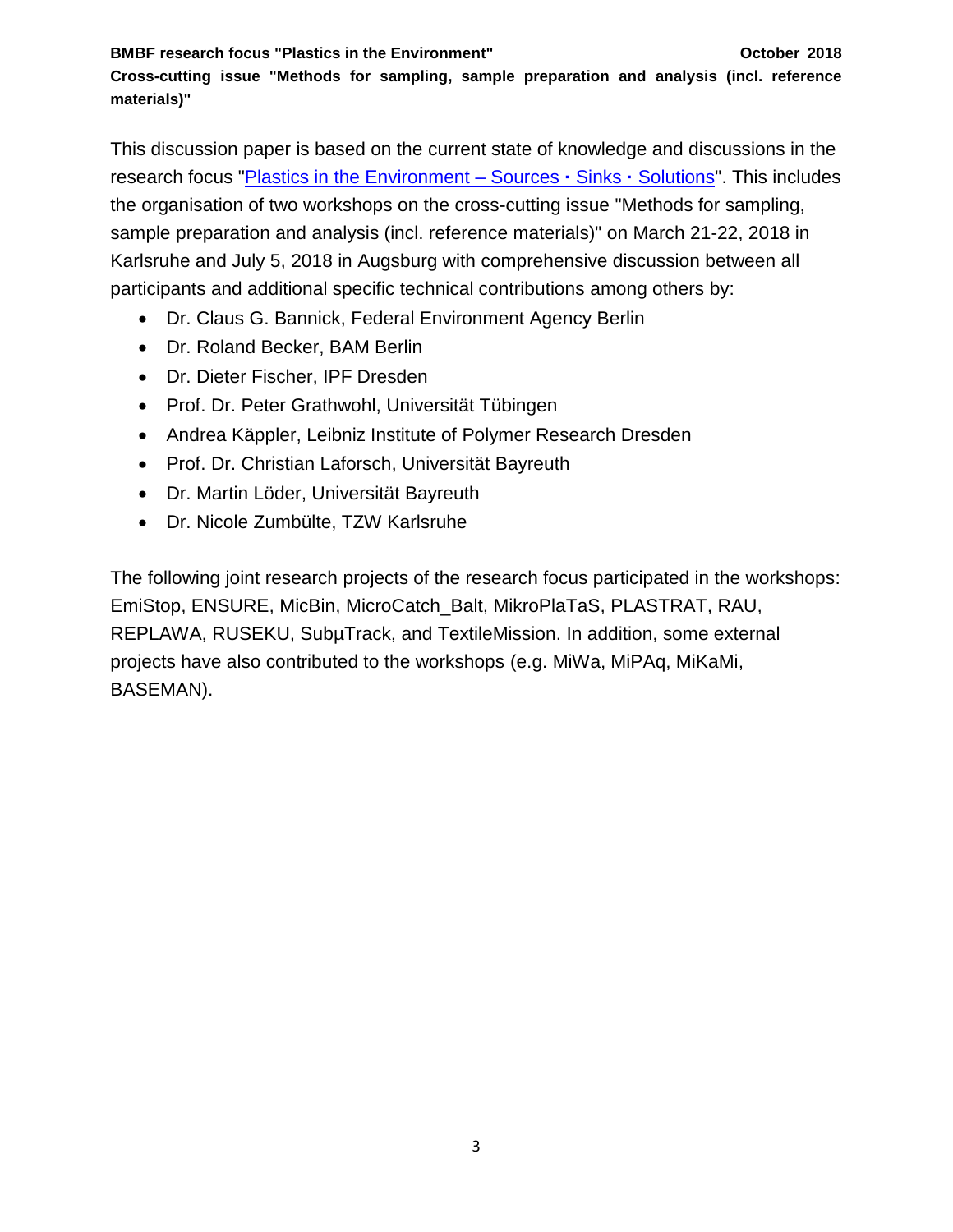This discussion paper is based on the current state of knowledge and discussions in the research focus "Plastics in the Environment – Sources • Sinks • Solutions". This includes the organisation of two workshops on the cross-cutting issue "Methods for sampling, sample preparation and analysis (incl. reference materials)" on March 21-22, 2018 in Karlsruhe and July 5, 2018 in Augsburg with comprehensive discussion between all participants and additional specific technical contributions among others by:

- Dr. Claus G. Bannick, Federal Environment Agency Berlin
- Dr. Roland Becker, BAM Berlin
- Dr. Dieter Fischer, IPF Dresden
- Prof. Dr. Peter Grathwohl, Universität Tübingen
- Andrea Käppler, Leibniz Institute of Polymer Research Dresden
- Prof. Dr. Christian Laforsch, Universität Bayreuth
- Dr. Martin Löder, Universität Bayreuth
- Dr. Nicole Zumbülte, TZW Karlsruhe

The following joint research projects of the research focus participated in the workshops: EmiStop, ENSURE, MicBin, MicroCatch_Balt, MikroPlaTaS, PLASTRAT, RAU, REPLAWA, RUSEKU, SubμTrack, and TextileMission. In addition, some external projects have also contributed to the workshops (e.g. MiWa, MiPAq, MiKaMi, BASEMAN).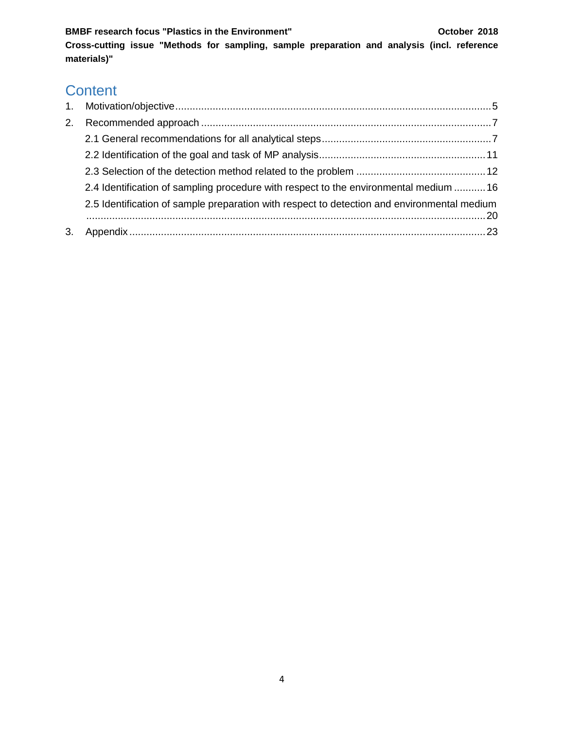# Content

1. Motivation/objective ..... 5
2. Recommended approach ..... 7
   - 2.1 General recommendations for all analytical steps ..... 7
   - 2.2 Identification of the goal and task of MP analysis ..... 11
   - 2.3 Selection of the detection method related to the problem ..... 12
   - 2.4 Identification of sampling procedure with respect to the environmental medium ..... 16
   - 2.5 Identification of sample preparation with respect to detection and environmental medium ..... 20
3. Appendix ..... 23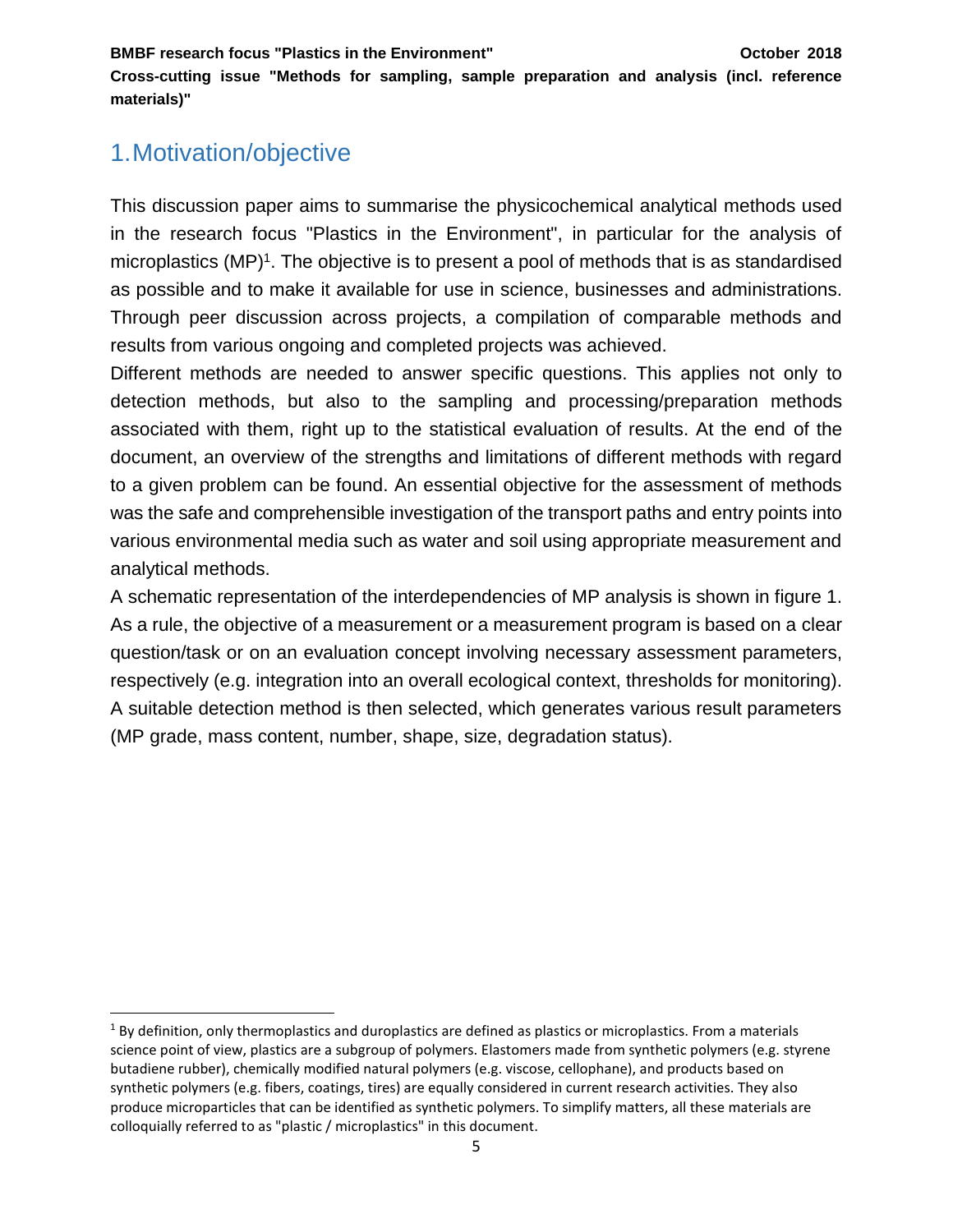# 1. Motivation/objective

This discussion paper aims to summarise the physicochemical analytical methods used in the research focus "Plastics in the Environment", in particular for the analysis of microplastics (MP)[1]. The objective is to present a pool of methods that is as standardised as possible and to make it available for use in science, businesses and administrations. Through peer discussion across projects, a compilation of comparable methods and results from various ongoing and completed projects was achieved.

Different methods are needed to answer specific questions. This applies not only to detection methods, but also to the sampling and processing/preparation methods associated with them, right up to the statistical evaluation of results. At the end of the document, an overview of the strengths and limitations of different methods with regard to a given problem can be found. An essential objective for the assessment of methods was the safe and comprehensible investigation of the transport paths and entry points into various environmental media such as water and soil using appropriate measurement and analytical methods.

A schematic representation of the interdependencies of MP analysis is shown in figure 1. As a rule, the objective of a measurement or a measurement program is based on a clear question/task or on an evaluation concept involving necessary assessment parameters, respectively (e.g. integration into an overall ecological context, thresholds for monitoring). A suitable detection method is then selected, which generates various result parameters (MP grade, mass content, number, shape, size, degradation status).

[1] By definition, only thermoplastics and duroplastics are defined as plastics or microplastics. From a materials science point of view, plastics are a subgroup of polymers. Elastomers made from synthetic polymers (e.g. styrene butadiene rubber), chemically modified natural polymers (e.g. viscose, cellophane), and products based on synthetic polymers (e.g. fibers, coatings, tires) are equally considered in current research activities. They also produce microparticles that can be identified as synthetic polymers. To simplify matters, all these materials are colloquially referred to as "plastic / microplastics" in this document.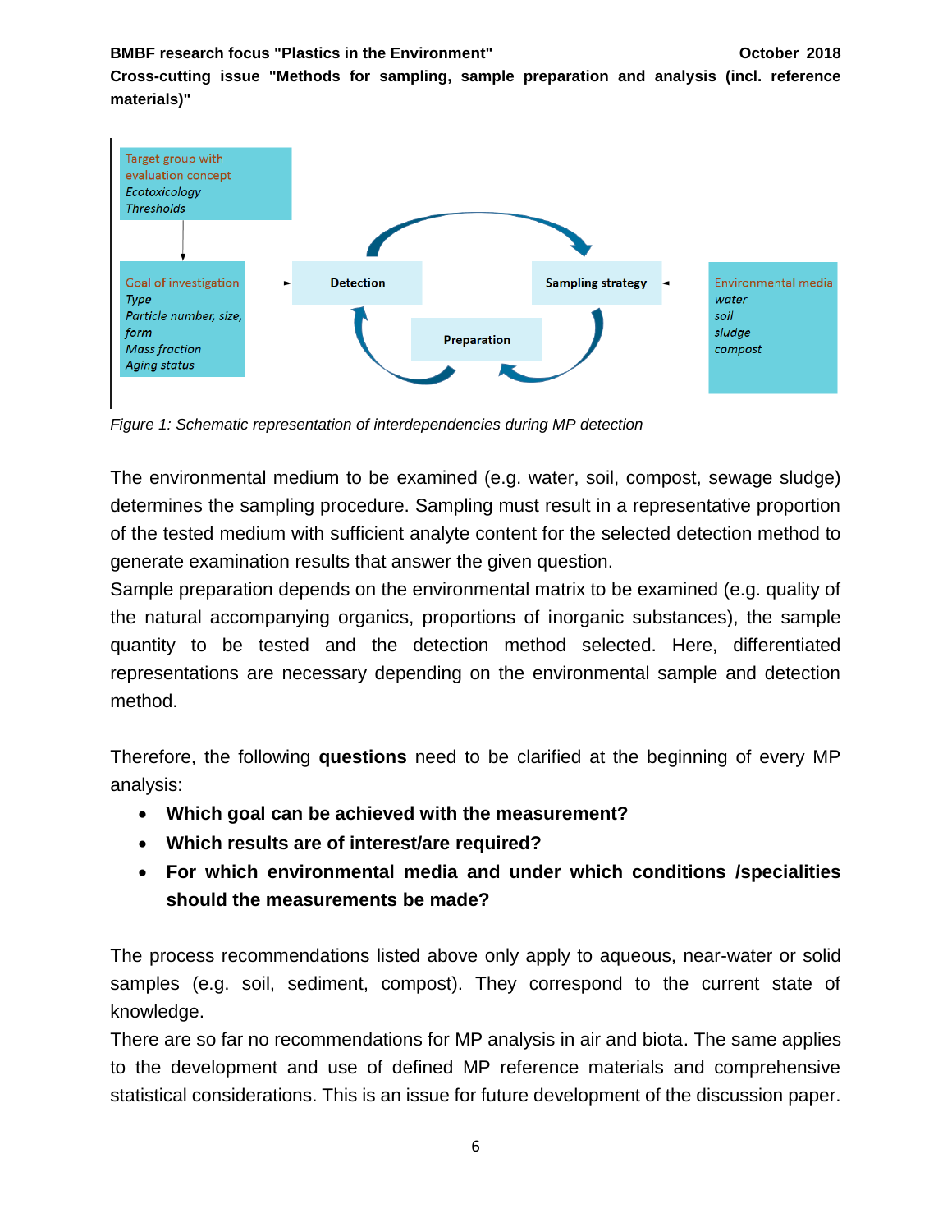Target group with evaluation concept
*Ecotoxicology*
*Thresholds*

Goal of investigation
*Type*
*Particle number, size, form*
*Mass fraction*
*Aging status*

Detection

Sampling strategy

Preparation

Environmental media
*water*
*soil*
*sludge*
*compost*

*Figure 1: Schematic representation of interdependencies during MP detection*

The environmental medium to be examined (e.g. water, soil, compost, sewage sludge) determines the sampling procedure. Sampling must result in a representative proportion of the tested medium with sufficient analyte content for the selected detection method to generate examination results that answer the given question.

Sample preparation depends on the environmental matrix to be examined (e.g. quality of the natural accompanying organics, proportions of inorganic substances), the sample quantity to be tested and the detection method selected. Here, differentiated representations are necessary depending on the environmental sample and detection method.

Therefore, the following **questions** need to be clarified at the beginning of every MP analysis:

- **Which goal can be achieved with the measurement?**
- **Which results are of interest/are required?**
- **For which environmental media and under which conditions /specialities should the measurements be made?**

The process recommendations listed above only apply to aqueous, near-water or solid samples (e.g. soil, sediment, compost). They correspond to the current state of knowledge.

There are so far no recommendations for MP analysis in air and biota. The same applies to the development and use of defined MP reference materials and comprehensive statistical considerations. This is an issue for future development of the discussion paper.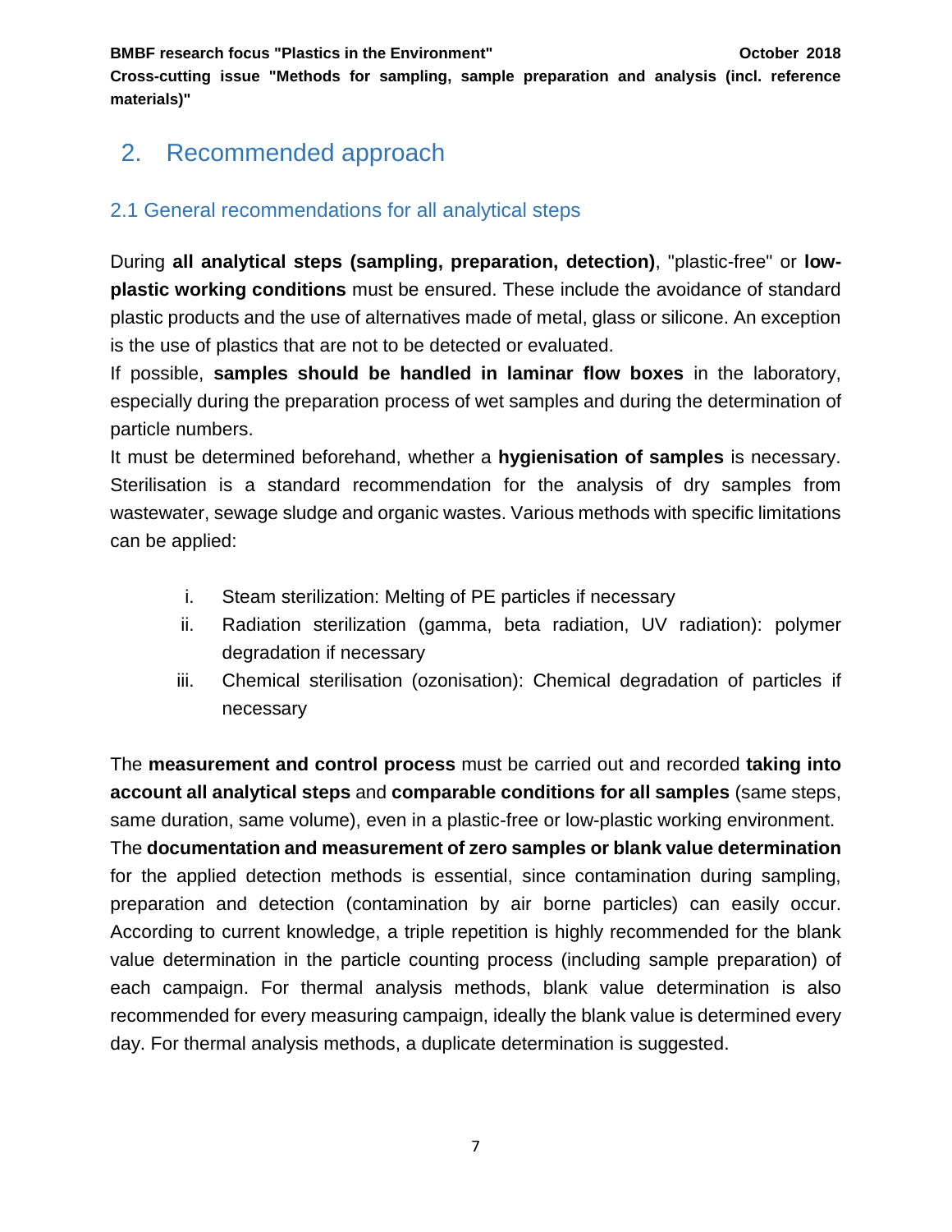# 2. Recommended approach

## 2.1 General recommendations for all analytical steps

During **all analytical steps (sampling, preparation, detection)**, "plastic-free" or **low-plastic working conditions** must be ensured. These include the avoidance of standard plastic products and the use of alternatives made of metal, glass or silicone. An exception is the use of plastics that are not to be detected or evaluated.

If possible, **samples should be handled in laminar flow boxes** in the laboratory, especially during the preparation process of wet samples and during the determination of particle numbers.

It must be determined beforehand, whether a **hygienisation of samples** is necessary. Sterilisation is a standard recommendation for the analysis of dry samples from wastewater, sewage sludge and organic wastes. Various methods with specific limitations can be applied:

i. Steam sterilization: Melting of PE particles if necessary
ii. Radiation sterilization (gamma, beta radiation, UV radiation): polymer degradation if necessary
iii. Chemical sterilisation (ozonisation): Chemical degradation of particles if necessary

The **measurement and control process** must be carried out and recorded **taking into account all analytical steps** and **comparable conditions for all samples** (same steps, same duration, same volume), even in a plastic-free or low-plastic working environment.

The **documentation and measurement of zero samples or blank value determination** for the applied detection methods is essential, since contamination during sampling, preparation and detection (contamination by air borne particles) can easily occur. According to current knowledge, a triple repetition is highly recommended for the blank value determination in the particle counting process (including sample preparation) of each campaign. For thermal analysis methods, blank value determination is also recommended for every measuring campaign, ideally the blank value is determined every day. For thermal analysis methods, a duplicate determination is suggested.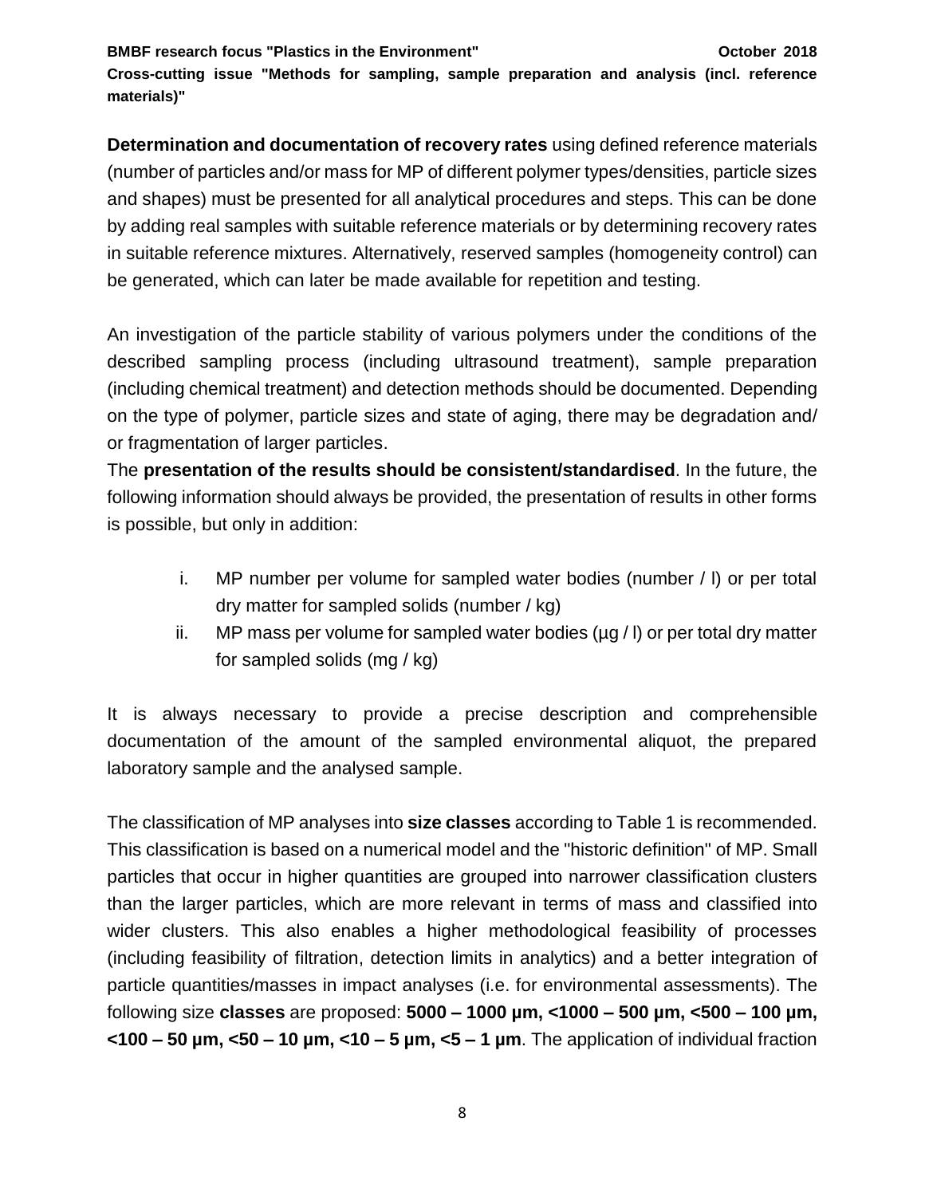**Determination and documentation of recovery rates** using defined reference materials (number of particles and/or mass for MP of different polymer types/densities, particle sizes and shapes) must be presented for all analytical procedures and steps. This can be done by adding real samples with suitable reference materials or by determining recovery rates in suitable reference mixtures. Alternatively, reserved samples (homogeneity control) can be generated, which can later be made available for repetition and testing.

An investigation of the particle stability of various polymers under the conditions of the described sampling process (including ultrasound treatment), sample preparation (including chemical treatment) and detection methods should be documented. Depending on the type of polymer, particle sizes and state of aging, there may be degradation and/ or fragmentation of larger particles.

The **presentation of the results should be consistent/standardised**. In the future, the following information should always be provided, the presentation of results in other forms is possible, but only in addition:

i. MP number per volume for sampled water bodies (number / l) or per total dry matter for sampled solids (number / kg)
ii. MP mass per volume for sampled water bodies (µg / l) or per total dry matter for sampled solids (mg / kg)

It is always necessary to provide a precise description and comprehensible documentation of the amount of the sampled environmental aliquot, the prepared laboratory sample and the analysed sample.

The classification of MP analyses into **size classes** according to Table 1 is recommended. This classification is based on a numerical model and the "historic definition" of MP. Small particles that occur in higher quantities are grouped into narrower classification clusters than the larger particles, which are more relevant in terms of mass and classified into wider clusters. This also enables a higher methodological feasibility of processes (including feasibility of filtration, detection limits in analytics) and a better integration of particle quantities/masses in impact analyses (i.e. for environmental assessments). The following size **classes** are proposed: **5000 – 1000 µm, <1000 – 500 µm, <500 – 100 µm, <100 – 50 µm, <50 – 10 µm, <10 – 5 µm, <5 – 1 µm**. The application of individual fraction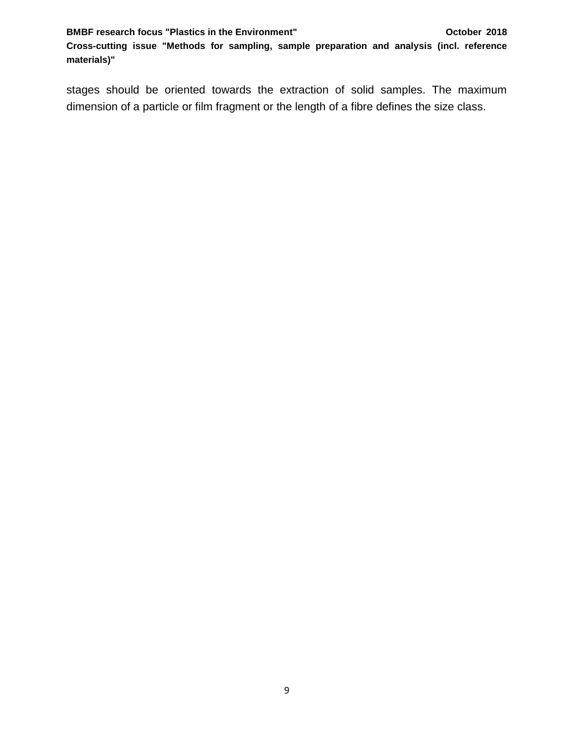stages should be oriented towards the extraction of solid samples. The maximum dimension of a particle or film fragment or the length of a fibre defines the size class.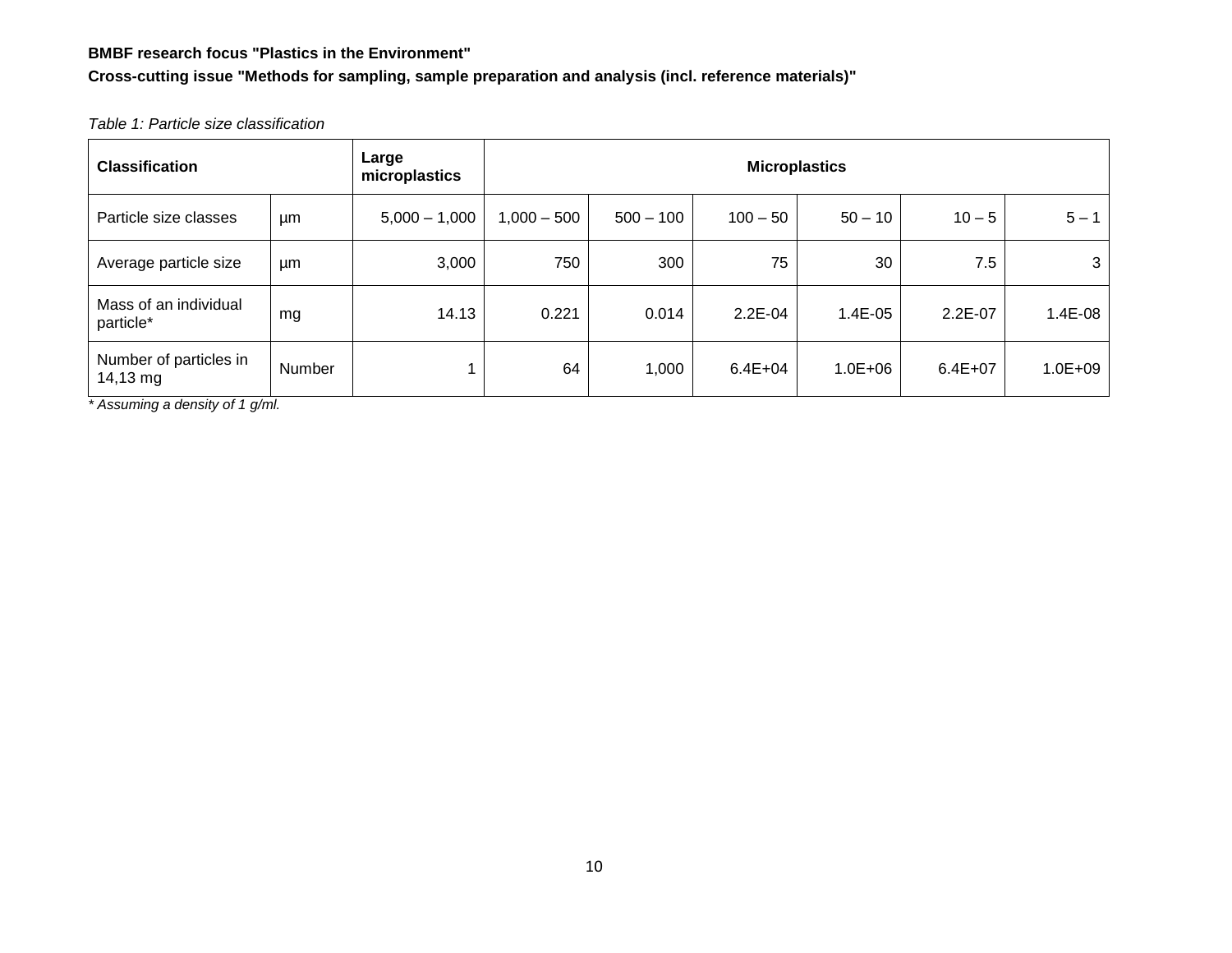*Table 1: Particle size classification*

| Classification | | Large microplastics | Microplastics | | | | | |
|---|---|---|---|---|---|---|---|---|
| Particle size classes | µm | 5,000 – 1,000 | 1,000 – 500 | 500 – 100 | 100 – 50 | 50 – 10 | 10 – 5 | 5 – 1 |
| Average particle size | µm | 3,000 | 750 | 300 | 75 | 30 | 7.5 | 3 |
| Mass of an individual particle* | mg | 14.13 | 0.221 | 0.014 | 2.2E-04 | 1.4E-05 | 2.2E-07 | 1.4E-08 |
| Number of particles in 14,13 mg | Number | 1 | 64 | 1,000 | 6.4E+04 | 1.0E+06 | 6.4E+07 | 1.0E+09 |

*\* Assuming a density of 1 g/ml.*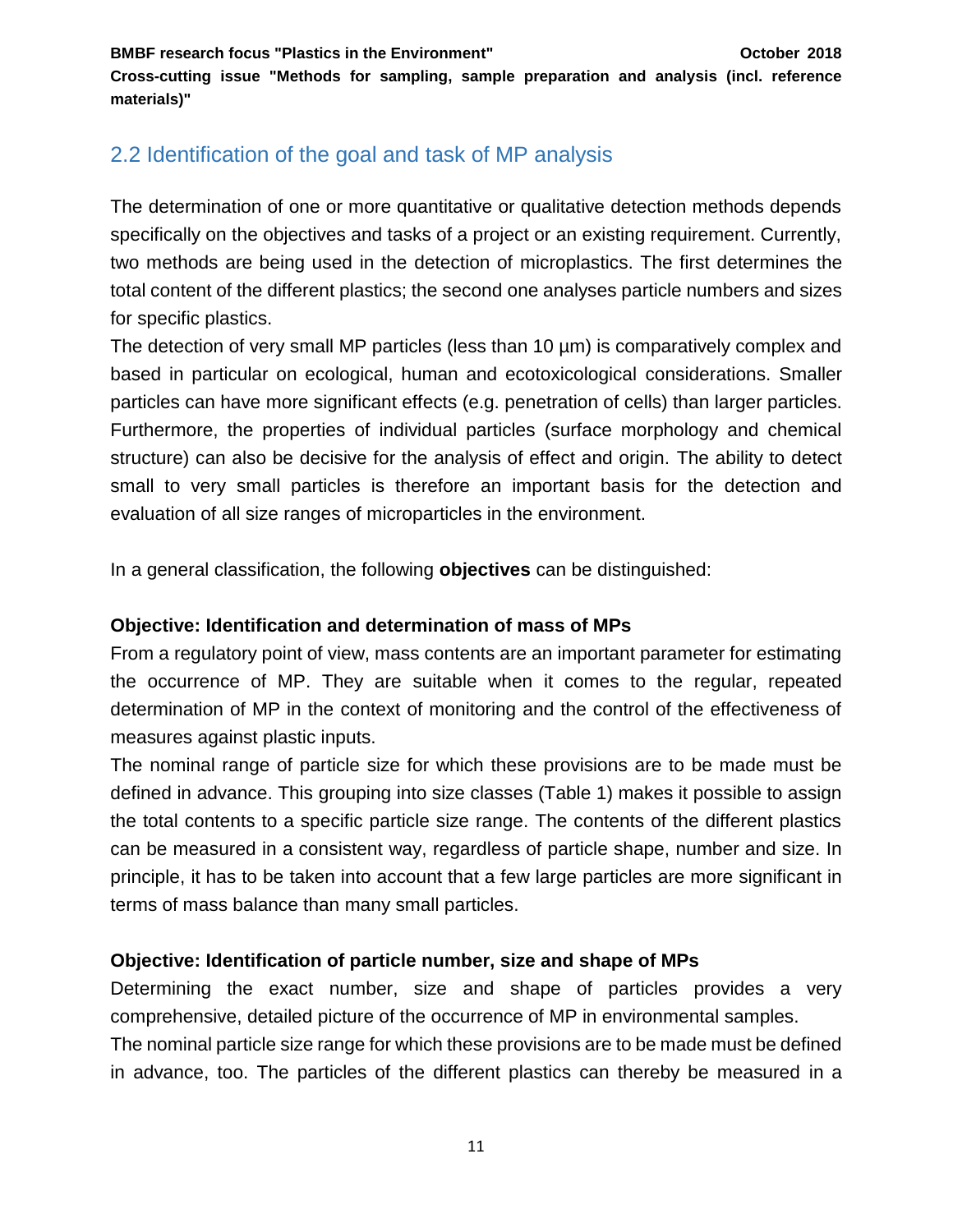## 2.2 Identification of the goal and task of MP analysis

The determination of one or more quantitative or qualitative detection methods depends specifically on the objectives and tasks of a project or an existing requirement. Currently, two methods are being used in the detection of microplastics. The first determines the total content of the different plastics; the second one analyses particle numbers and sizes for specific plastics.

The detection of very small MP particles (less than 10 µm) is comparatively complex and based in particular on ecological, human and ecotoxicological considerations. Smaller particles can have more significant effects (e.g. penetration of cells) than larger particles. Furthermore, the properties of individual particles (surface morphology and chemical structure) can also be decisive for the analysis of effect and origin. The ability to detect small to very small particles is therefore an important basis for the detection and evaluation of all size ranges of microparticles in the environment.

In a general classification, the following **objectives** can be distinguished:

**Objective: Identification and determination of mass of MPs**

From a regulatory point of view, mass contents are an important parameter for estimating the occurrence of MP. They are suitable when it comes to the regular, repeated determination of MP in the context of monitoring and the control of the effectiveness of measures against plastic inputs.

The nominal range of particle size for which these provisions are to be made must be defined in advance. This grouping into size classes (Table 1) makes it possible to assign the total contents to a specific particle size range. The contents of the different plastics can be measured in a consistent way, regardless of particle shape, number and size. In principle, it has to be taken into account that a few large particles are more significant in terms of mass balance than many small particles.

**Objective: Identification of particle number, size and shape of MPs**

Determining the exact number, size and shape of particles provides a very comprehensive, detailed picture of the occurrence of MP in environmental samples.

The nominal particle size range for which these provisions are to be made must be defined in advance, too. The particles of the different plastics can thereby be measured in a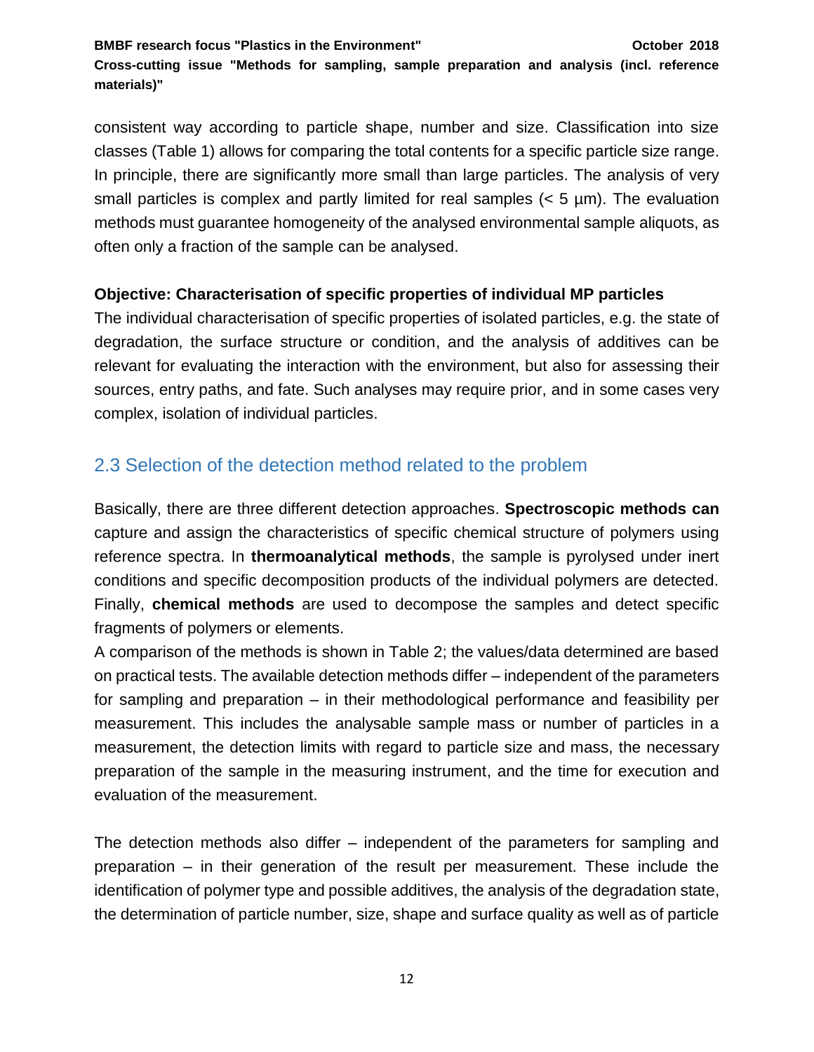consistent way according to particle shape, number and size. Classification into size classes (Table 1) allows for comparing the total contents for a specific particle size range. In principle, there are significantly more small than large particles. The analysis of very small particles is complex and partly limited for real samples (< 5 µm). The evaluation methods must guarantee homogeneity of the analysed environmental sample aliquots, as often only a fraction of the sample can be analysed.

**Objective: Characterisation of specific properties of individual MP particles**

The individual characterisation of specific properties of isolated particles, e.g. the state of degradation, the surface structure or condition, and the analysis of additives can be relevant for evaluating the interaction with the environment, but also for assessing their sources, entry paths, and fate. Such analyses may require prior, and in some cases very complex, isolation of individual particles.

## 2.3 Selection of the detection method related to the problem

Basically, there are three different detection approaches. **Spectroscopic methods can** capture and assign the characteristics of specific chemical structure of polymers using reference spectra. In **thermoanalytical methods**, the sample is pyrolysed under inert conditions and specific decomposition products of the individual polymers are detected. Finally, **chemical methods** are used to decompose the samples and detect specific fragments of polymers or elements.

A comparison of the methods is shown in Table 2; the values/data determined are based on practical tests. The available detection methods differ – independent of the parameters for sampling and preparation – in their methodological performance and feasibility per measurement. This includes the analysable sample mass or number of particles in a measurement, the detection limits with regard to particle size and mass, the necessary preparation of the sample in the measuring instrument, and the time for execution and evaluation of the measurement.

The detection methods also differ – independent of the parameters for sampling and preparation – in their generation of the result per measurement. These include the identification of polymer type and possible additives, the analysis of the degradation state, the determination of particle number, size, shape and surface quality as well as of particle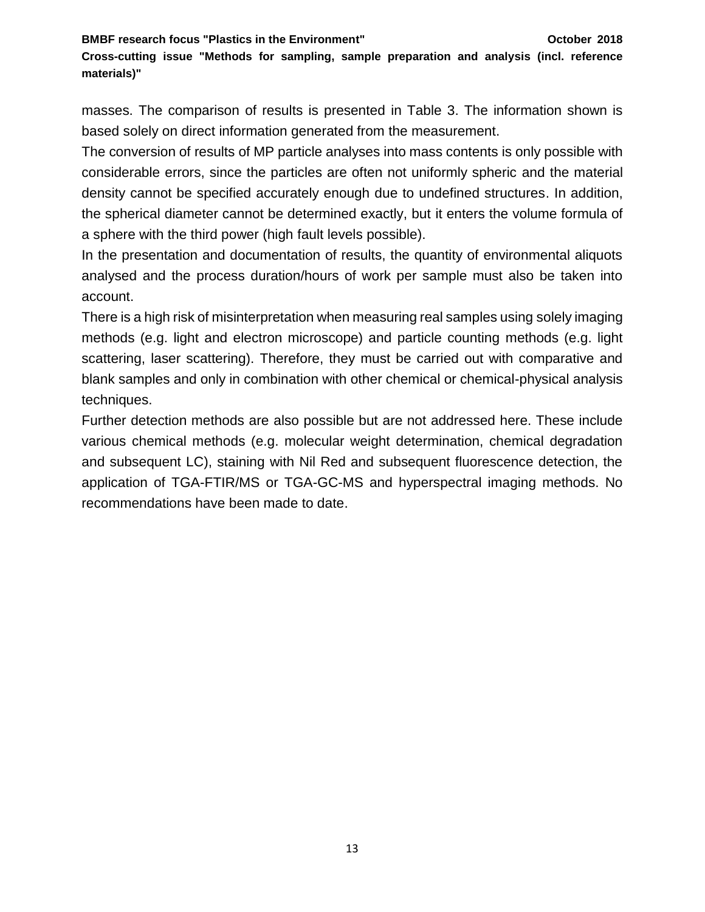masses. The comparison of results is presented in Table 3. The information shown is based solely on direct information generated from the measurement.

The conversion of results of MP particle analyses into mass contents is only possible with considerable errors, since the particles are often not uniformly spheric and the material density cannot be specified accurately enough due to undefined structures. In addition, the spherical diameter cannot be determined exactly, but it enters the volume formula of a sphere with the third power (high fault levels possible).

In the presentation and documentation of results, the quantity of environmental aliquots analysed and the process duration/hours of work per sample must also be taken into account.

There is a high risk of misinterpretation when measuring real samples using solely imaging methods (e.g. light and electron microscope) and particle counting methods (e.g. light scattering, laser scattering). Therefore, they must be carried out with comparative and blank samples and only in combination with other chemical or chemical-physical analysis techniques.

Further detection methods are also possible but are not addressed here. These include various chemical methods (e.g. molecular weight determination, chemical degradation and subsequent LC), staining with Nil Red and subsequent fluorescence detection, the application of TGA-FTIR/MS or TGA-GC-MS and hyperspectral imaging methods. No recommendations have been made to date.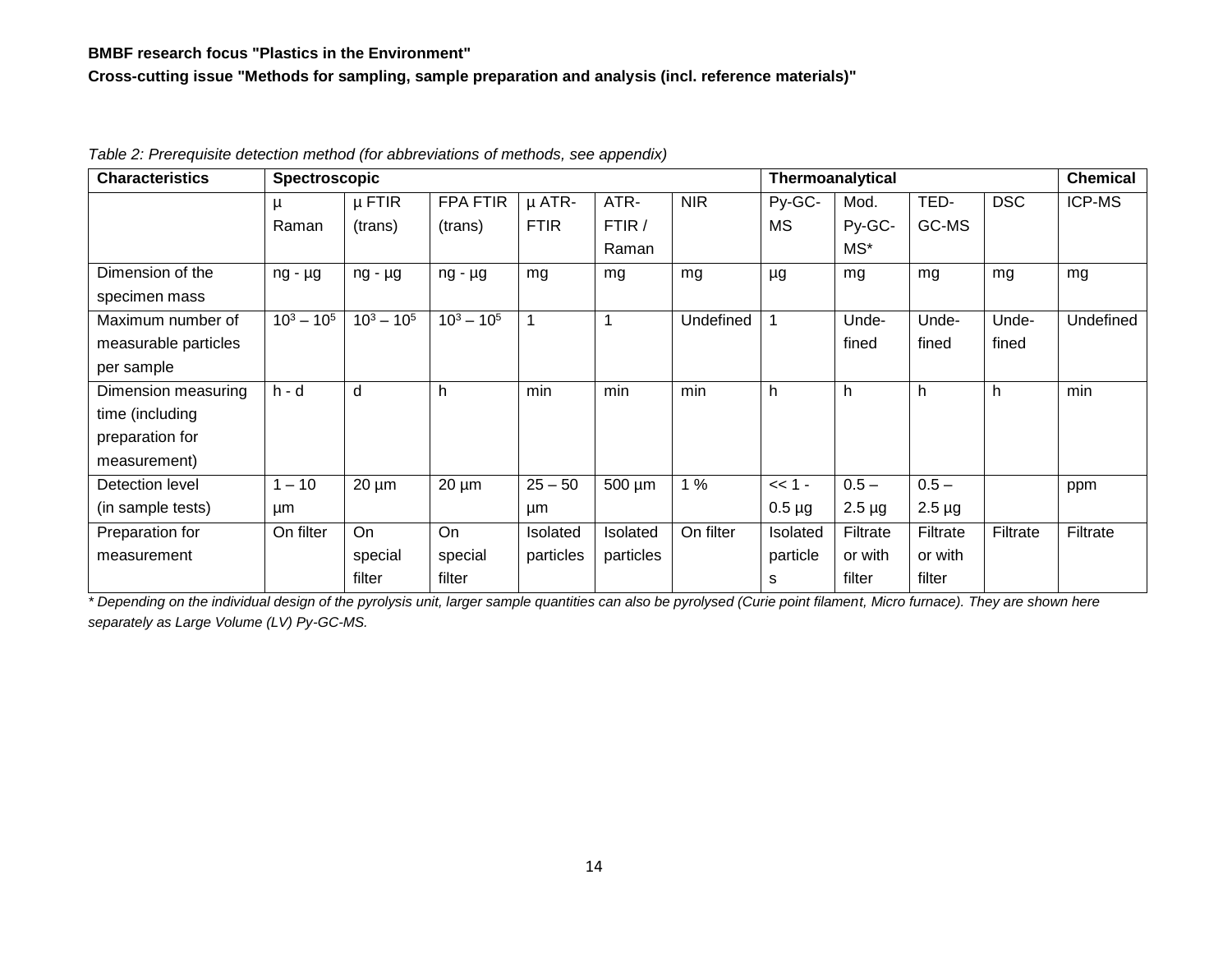**BMBF research focus "Plastics in the Environment"**

**Cross-cutting issue "Methods for sampling, sample preparation and analysis (incl. reference materials)"**

*Table 2: Prerequisite detection method (for abbreviations of methods, see appendix)*

| Characteristics | Spectroscopic | | | | | | Thermoanalytical | | | | Chemical |
|---|---|---|---|---|---|---|---|---|---|---|---|
| | µ Raman | µ FTIR (trans) | FPA FTIR (trans) | µ ATR-FTIR | ATR-FTIR / Raman | NIR | Py-GC-MS | Mod. Py-GC-MS* | TED-GC-MS | DSC | ICP-MS |
| Dimension of the specimen mass | ng - µg | ng - µg | ng - µg | mg | mg | mg | µg | mg | mg | mg | mg |
| Maximum number of measurable particles per sample | $10^3 – 10^5$ | $10^3 – 10^5$ | $10^3 – 10^5$ | 1 | 1 | Undefined | 1 | Undefined | Undefined | Undefined | Undefined |
| Dimension measuring time (including preparation for measurement) | h - d | d | h | min | min | min | h | h | h | h | min |
| Detection level (in sample tests) | 1 – 10 µm | 20 µm | 20 µm | 25 – 50 µm | 500 µm | 1 % | << 1 - 0.5 µg | 0.5 – 2.5 µg | 0.5 – 2.5 µg | | ppm |
| Preparation for measurement | On filter | On special filter | On special filter | Isolated particles | Isolated particles | On filter | Isolated particles | Filtrate or with filter | Filtrate or with filter | Filtrate | Filtrate |

*\* Depending on the individual design of the pyrolysis unit, larger sample quantities can also be pyrolysed (Curie point filament, Micro furnace). They are shown here separately as Large Volume (LV) Py-GC-MS.*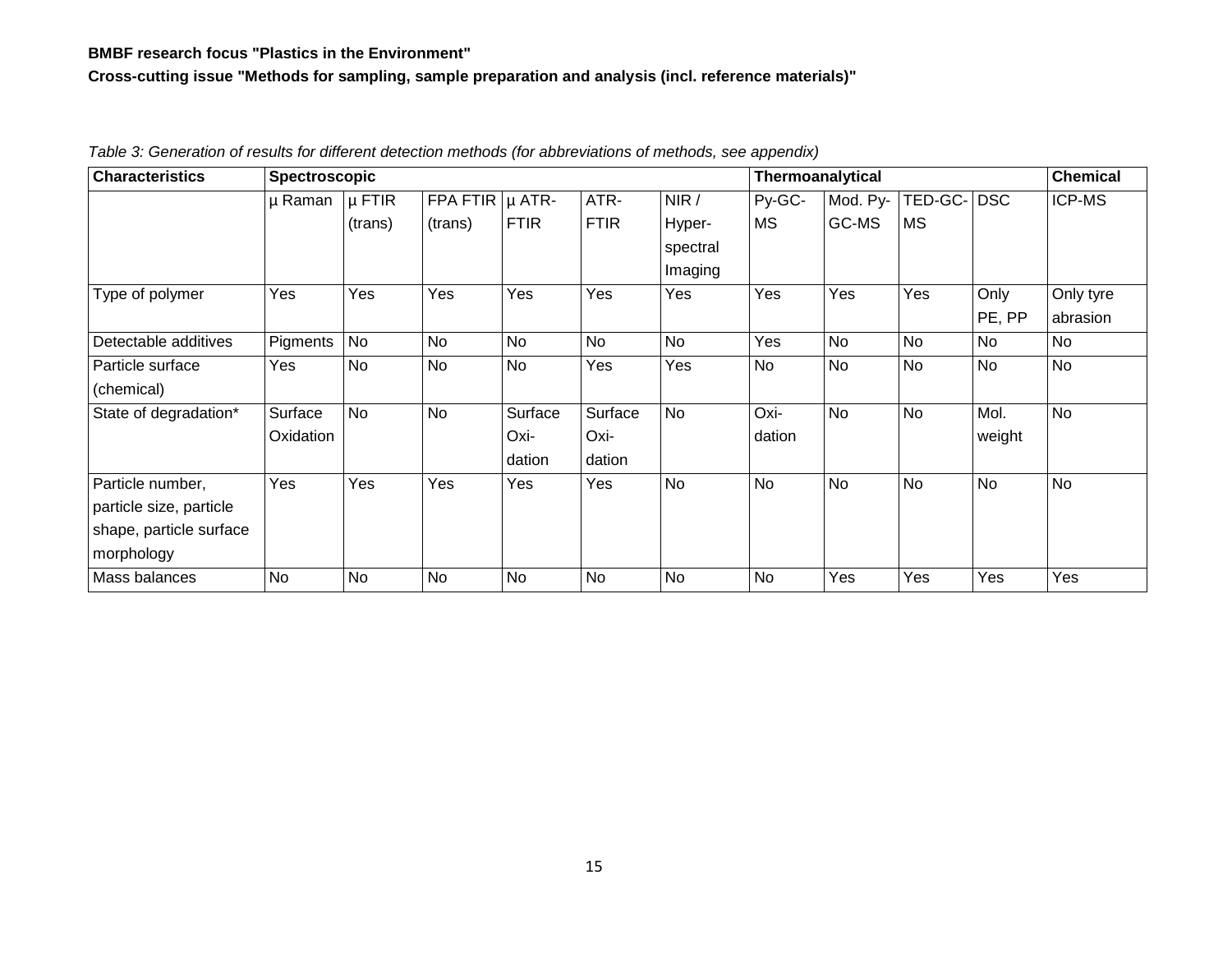Table 3: Generation of results for different detection methods (for abbreviations of methods, see appendix)

| Characteristics | Spectroscopic | | | | | | Thermoanalytical | | | | Chemical |
|---|---|---|---|---|---|---|---|---|---|---|---|
| | µ Raman | µ FTIR (trans) | FPA FTIR (trans) | µ ATR-FTIR | ATR-FTIR | NIR / Hyper-spectral Imaging | Py-GC-MS | Mod. Py-GC-MS | TED-GC-MS | DSC | ICP-MS |
| Type of polymer | Yes | Yes | Yes | Yes | Yes | Yes | Yes | Yes | Yes | Only PE, PP | Only tyre abrasion |
| Detectable additives | Pigments | No | No | No | No | No | Yes | No | No | No | No |
| Particle surface (chemical) | Yes | No | No | No | Yes | Yes | No | No | No | No | No |
| State of degradation* | Surface Oxidation | No | No | Surface Oxi-dation | Surface Oxi-dation | No | Oxi-dation | No | No | Mol. weight | No |
| Particle number, particle size, particle shape, particle surface morphology | Yes | Yes | Yes | Yes | Yes | No | No | No | No | No | No |
| Mass balances | No | No | No | No | No | No | No | Yes | Yes | Yes | Yes |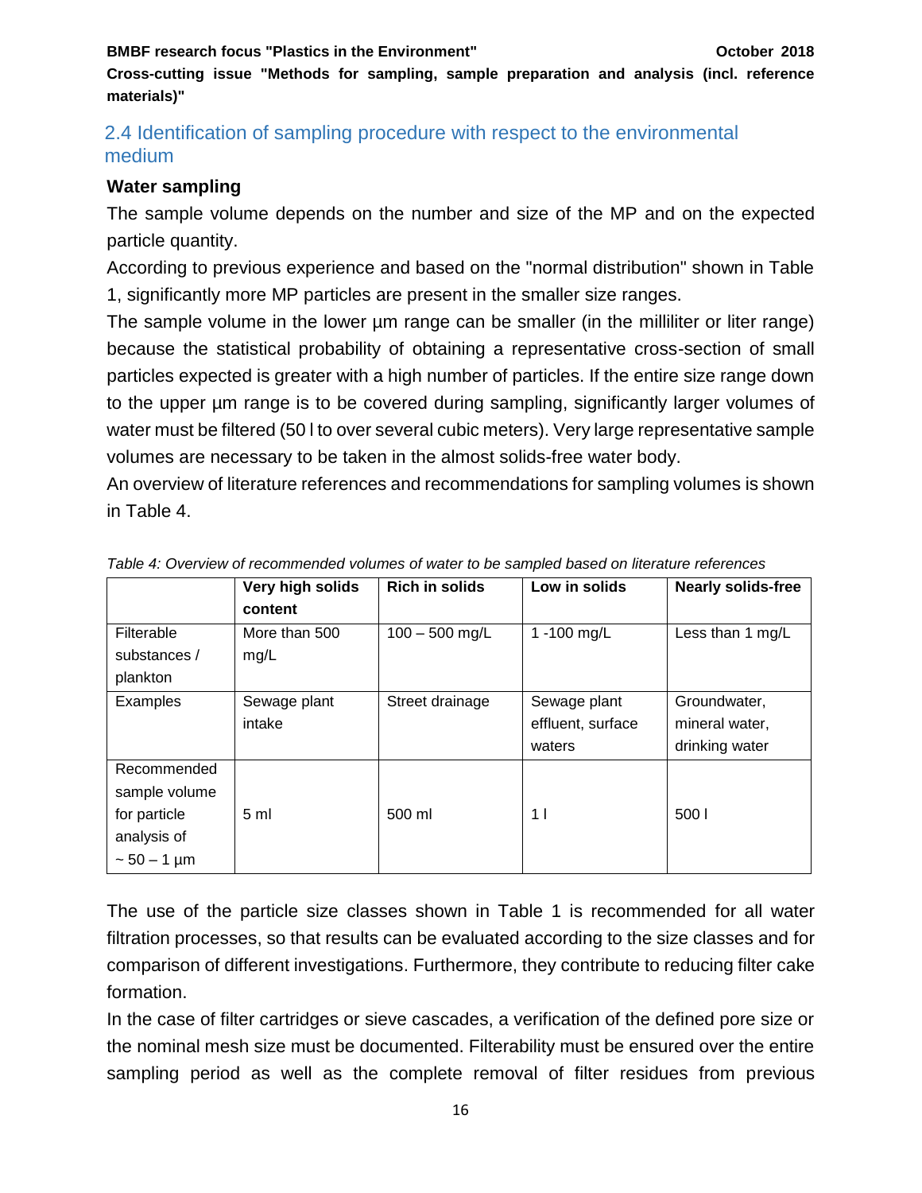## 2.4 Identification of sampling procedure with respect to the environmental medium

**Water sampling**

The sample volume depends on the number and size of the MP and on the expected particle quantity.

According to previous experience and based on the "normal distribution" shown in Table 1, significantly more MP particles are present in the smaller size ranges.

The sample volume in the lower µm range can be smaller (in the milliliter or liter range) because the statistical probability of obtaining a representative cross-section of small particles expected is greater with a high number of particles. If the entire size range down to the upper µm range is to be covered during sampling, significantly larger volumes of water must be filtered (50 l to over several cubic meters). Very large representative sample volumes are necessary to be taken in the almost solids-free water body.

An overview of literature references and recommendations for sampling volumes is shown in Table 4.

*Table 4: Overview of recommended volumes of water to be sampled based on literature references*

| | Very high solids content | Rich in solids | Low in solids | Nearly solids-free |
|---|---|---|---|---|
| Filterable substances / plankton | More than 500 mg/L | 100 – 500 mg/L | 1 -100 mg/L | Less than 1 mg/L |
| Examples | Sewage plant intake | Street drainage | Sewage plant effluent, surface waters | Groundwater, mineral water, drinking water |
| Recommended sample volume for particle analysis of ~ 50 – 1 µm | 5 ml | 500 ml | 1 l | 500 l |

The use of the particle size classes shown in Table 1 is recommended for all water filtration processes, so that results can be evaluated according to the size classes and for comparison of different investigations. Furthermore, they contribute to reducing filter cake formation.

In the case of filter cartridges or sieve cascades, a verification of the defined pore size or the nominal mesh size must be documented. Filterability must be ensured over the entire sampling period as well as the complete removal of filter residues from previous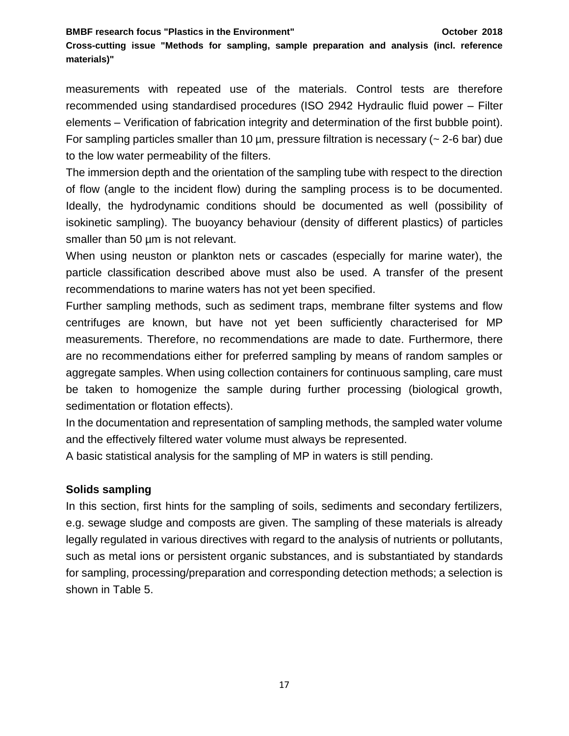measurements with repeated use of the materials. Control tests are therefore recommended using standardised procedures (ISO 2942 Hydraulic fluid power – Filter elements – Verification of fabrication integrity and determination of the first bubble point). For sampling particles smaller than 10 µm, pressure filtration is necessary (~ 2-6 bar) due to the low water permeability of the filters.

The immersion depth and the orientation of the sampling tube with respect to the direction of flow (angle to the incident flow) during the sampling process is to be documented. Ideally, the hydrodynamic conditions should be documented as well (possibility of isokinetic sampling). The buoyancy behaviour (density of different plastics) of particles smaller than 50 µm is not relevant.

When using neuston or plankton nets or cascades (especially for marine water), the particle classification described above must also be used. A transfer of the present recommendations to marine waters has not yet been specified.

Further sampling methods, such as sediment traps, membrane filter systems and flow centrifuges are known, but have not yet been sufficiently characterised for MP measurements. Therefore, no recommendations are made to date. Furthermore, there are no recommendations either for preferred sampling by means of random samples or aggregate samples. When using collection containers for continuous sampling, care must be taken to homogenize the sample during further processing (biological growth, sedimentation or flotation effects).

In the documentation and representation of sampling methods, the sampled water volume and the effectively filtered water volume must always be represented.

A basic statistical analysis for the sampling of MP in waters is still pending.

### Solids sampling

In this section, first hints for the sampling of soils, sediments and secondary fertilizers, e.g. sewage sludge and composts are given. The sampling of these materials is already legally regulated in various directives with regard to the analysis of nutrients or pollutants, such as metal ions or persistent organic substances, and is substantiated by standards for sampling, processing/preparation and corresponding detection methods; a selection is shown in Table 5.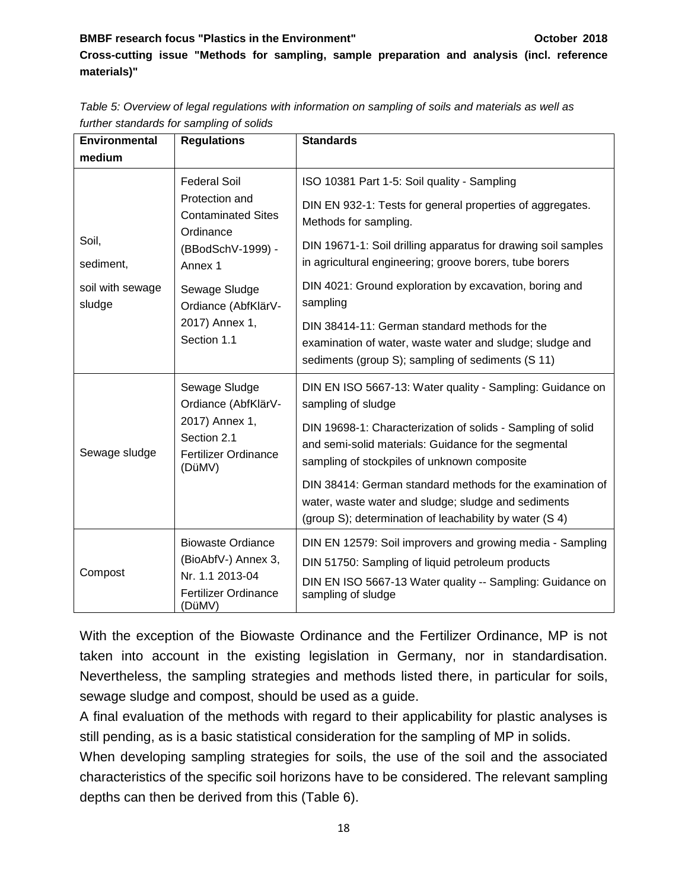*Table 5: Overview of legal regulations with information on sampling of soils and materials as well as further standards for sampling of solids*

| Environmental medium | Regulations | Standards |
|---|---|---|
| Soil, sediment, soil with sewage sludge | Federal Soil Protection and Contaminated Sites Ordinance (BBodSchV-1999) - Annex 1<br><br>Sewage Sludge Ordiance (AbfKlärV-2017) Annex 1, Section 1.1 | ISO 10381 Part 1-5: Soil quality - Sampling<br><br>DIN EN 932-1: Tests for general properties of aggregates. Methods for sampling.<br><br>DIN 19671-1: Soil drilling apparatus for drawing soil samples in agricultural engineering; groove borers, tube borers<br><br>DIN 4021: Ground exploration by excavation, boring and sampling<br><br>DIN 38414-11: German standard methods for the examination of water, waste water and sludge; sludge and sediments (group S); sampling of sediments (S 11) |
| Sewage sludge | Sewage Sludge Ordiance (AbfKlärV-2017) Annex 1, Section 2.1<br><br>Fertilizer Ordinance (DüMV) | DIN EN ISO 5667-13: Water quality - Sampling: Guidance on sampling of sludge<br><br>DIN 19698-1: Characterization of solids - Sampling of solid and semi-solid materials: Guidance for the segmental sampling of stockpiles of unknown composite<br><br>DIN 38414: German standard methods for the examination of water, waste water and sludge; sludge and sediments (group S); determination of leachability by water (S 4) |
| Compost | Biowaste Ordiance (BioAbfV-) Annex 3, Nr. 1.1 2013-04<br><br>Fertilizer Ordinance (DüMV) | DIN EN 12579: Soil improvers and growing media - Sampling<br><br>DIN 51750: Sampling of liquid petroleum products<br><br>DIN EN ISO 5667-13 Water quality -- Sampling: Guidance on sampling of sludge |

With the exception of the Biowaste Ordinance and the Fertilizer Ordinance, MP is not taken into account in the existing legislation in Germany, nor in standardisation. Nevertheless, the sampling strategies and methods listed there, in particular for soils, sewage sludge and compost, should be used as a guide.

A final evaluation of the methods with regard to their applicability for plastic analyses is still pending, as is a basic statistical consideration for the sampling of MP in solids.

When developing sampling strategies for soils, the use of the soil and the associated characteristics of the specific soil horizons have to be considered. The relevant sampling depths can then be derived from this (Table 6).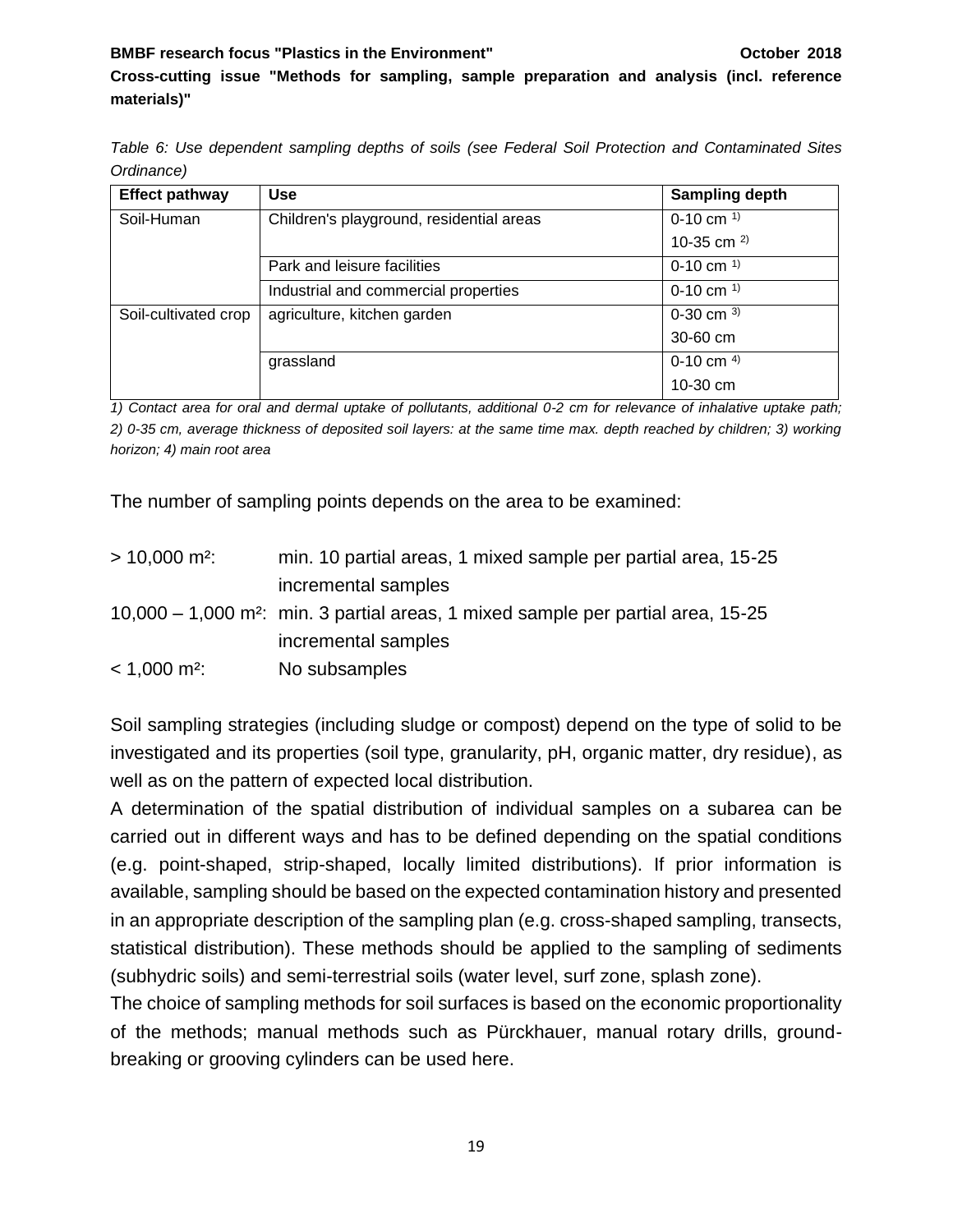*Table 6: Use dependent sampling depths of soils (see Federal Soil Protection and Contaminated Sites Ordinance)*

| Effect pathway | Use | Sampling depth |
|---|---|---|
| Soil-Human | Children's playground, residential areas | 0-10 cm [1) ] |
| | | 10-35 cm [2) ] |
| | Park and leisure facilities | 0-10 cm [1) ] |
| | Industrial and commercial properties | 0-10 cm [1) ] |
| Soil-cultivated crop | agriculture, kitchen garden | 0-30 cm [3) ] |
| | | 30-60 cm |
| | grassland | 0-10 cm [4) ] |
| | | 10-30 cm |

*1) Contact area for oral and dermal uptake of pollutants, additional 0-2 cm for relevance of inhalative uptake path; 2) 0-35 cm, average thickness of deposited soil layers: at the same time max. depth reached by children; 3) working horizon; 4) main root area*

The number of sampling points depends on the area to be examined:

- > 10,000 m²: min. 10 partial areas, 1 mixed sample per partial area, 15-25 incremental samples
- 10,000 – 1,000 m²: min. 3 partial areas, 1 mixed sample per partial area, 15-25 incremental samples
- < 1,000 m²: No subsamples

Soil sampling strategies (including sludge or compost) depend on the type of solid to be investigated and its properties (soil type, granularity, pH, organic matter, dry residue), as well as on the pattern of expected local distribution.

A determination of the spatial distribution of individual samples on a subarea can be carried out in different ways and has to be defined depending on the spatial conditions (e.g. point-shaped, strip-shaped, locally limited distributions). If prior information is available, sampling should be based on the expected contamination history and presented in an appropriate description of the sampling plan (e.g. cross-shaped sampling, transects, statistical distribution). These methods should be applied to the sampling of sediments (subhydric soils) and semi-terrestrial soils (water level, surf zone, splash zone).

The choice of sampling methods for soil surfaces is based on the economic proportionality of the methods; manual methods such as Pürckhauer, manual rotary drills, ground-breaking or grooving cylinders can be used here.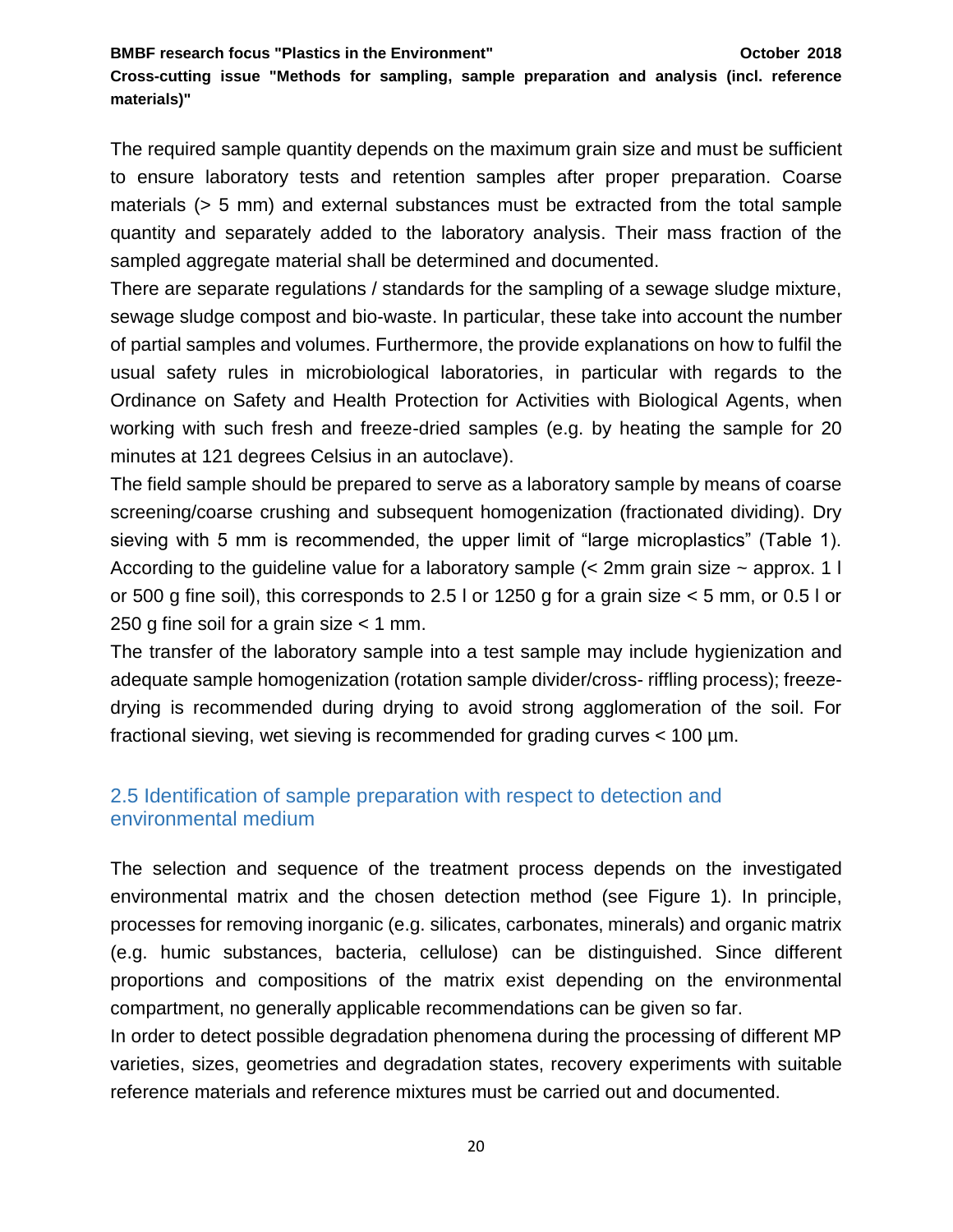The required sample quantity depends on the maximum grain size and must be sufficient to ensure laboratory tests and retention samples after proper preparation. Coarse materials (> 5 mm) and external substances must be extracted from the total sample quantity and separately added to the laboratory analysis. Their mass fraction of the sampled aggregate material shall be determined and documented.

There are separate regulations / standards for the sampling of a sewage sludge mixture, sewage sludge compost and bio-waste. In particular, these take into account the number of partial samples and volumes. Furthermore, the provide explanations on how to fulfil the usual safety rules in microbiological laboratories, in particular with regards to the Ordinance on Safety and Health Protection for Activities with Biological Agents, when working with such fresh and freeze-dried samples (e.g. by heating the sample for 20 minutes at 121 degrees Celsius in an autoclave).

The field sample should be prepared to serve as a laboratory sample by means of coarse screening/coarse crushing and subsequent homogenization (fractionated dividing). Dry sieving with 5 mm is recommended, the upper limit of "large microplastics" (Table 1). According to the guideline value for a laboratory sample (< 2mm grain size ~ approx. 1 l or 500 g fine soil), this corresponds to 2.5 l or 1250 g for a grain size < 5 mm, or 0.5 l or 250 g fine soil for a grain size < 1 mm.

The transfer of the laboratory sample into a test sample may include hygienization and adequate sample homogenization (rotation sample divider/cross- riffling process); freeze-drying is recommended during drying to avoid strong agglomeration of the soil. For fractional sieving, wet sieving is recommended for grading curves < 100 µm.

## 2.5 Identification of sample preparation with respect to detection and environmental medium

The selection and sequence of the treatment process depends on the investigated environmental matrix and the chosen detection method (see Figure 1). In principle, processes for removing inorganic (e.g. silicates, carbonates, minerals) and organic matrix (e.g. humic substances, bacteria, cellulose) can be distinguished. Since different proportions and compositions of the matrix exist depending on the environmental compartment, no generally applicable recommendations can be given so far.

In order to detect possible degradation phenomena during the processing of different MP varieties, sizes, geometries and degradation states, recovery experiments with suitable reference materials and reference mixtures must be carried out and documented.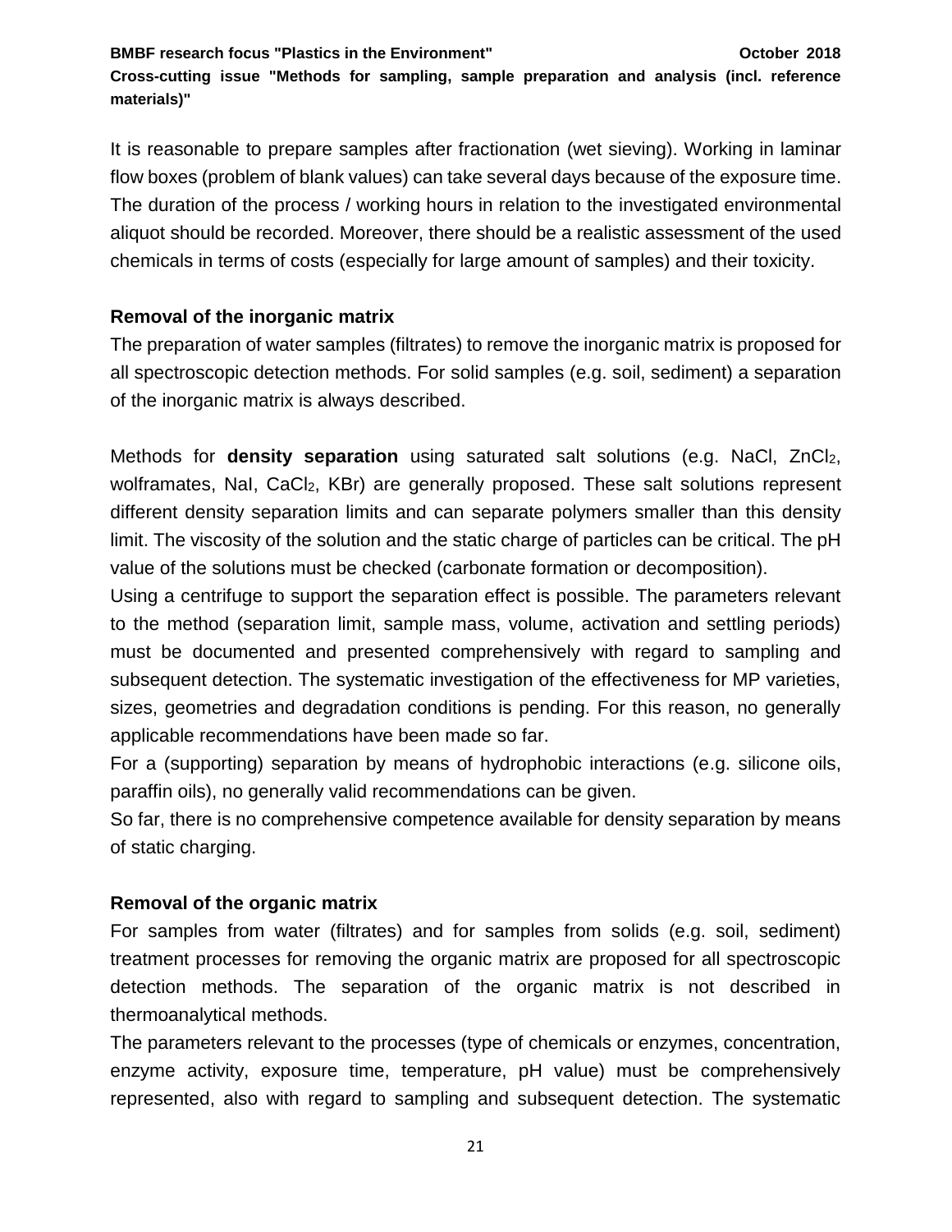It is reasonable to prepare samples after fractionation (wet sieving). Working in laminar flow boxes (problem of blank values) can take several days because of the exposure time. The duration of the process / working hours in relation to the investigated environmental aliquot should be recorded. Moreover, there should be a realistic assessment of the used chemicals in terms of costs (especially for large amount of samples) and their toxicity.

### Removal of the inorganic matrix

The preparation of water samples (filtrates) to remove the inorganic matrix is proposed for all spectroscopic detection methods. For solid samples (e.g. soil, sediment) a separation of the inorganic matrix is always described.

Methods for **density separation** using saturated salt solutions (e.g. NaCl, $ZnCl_2$, wolframates, NaI, $CaCl_2$, KBr) are generally proposed. These salt solutions represent different density separation limits and can separate polymers smaller than this density limit. The viscosity of the solution and the static charge of particles can be critical. The pH value of the solutions must be checked (carbonate formation or decomposition).
Using a centrifuge to support the separation effect is possible. The parameters relevant to the method (separation limit, sample mass, volume, activation and settling periods) must be documented and presented comprehensively with regard to sampling and subsequent detection. The systematic investigation of the effectiveness for MP varieties, sizes, geometries and degradation conditions is pending. For this reason, no generally applicable recommendations have been made so far.
For a (supporting) separation by means of hydrophobic interactions (e.g. silicone oils, paraffin oils), no generally valid recommendations can be given.
So far, there is no comprehensive competence available for density separation by means of static charging.

### Removal of the organic matrix

For samples from water (filtrates) and for samples from solids (e.g. soil, sediment) treatment processes for removing the organic matrix are proposed for all spectroscopic detection methods. The separation of the organic matrix is not described in thermoanalytical methods.
The parameters relevant to the processes (type of chemicals or enzymes, concentration, enzyme activity, exposure time, temperature, pH value) must be comprehensively represented, also with regard to sampling and subsequent detection. The systematic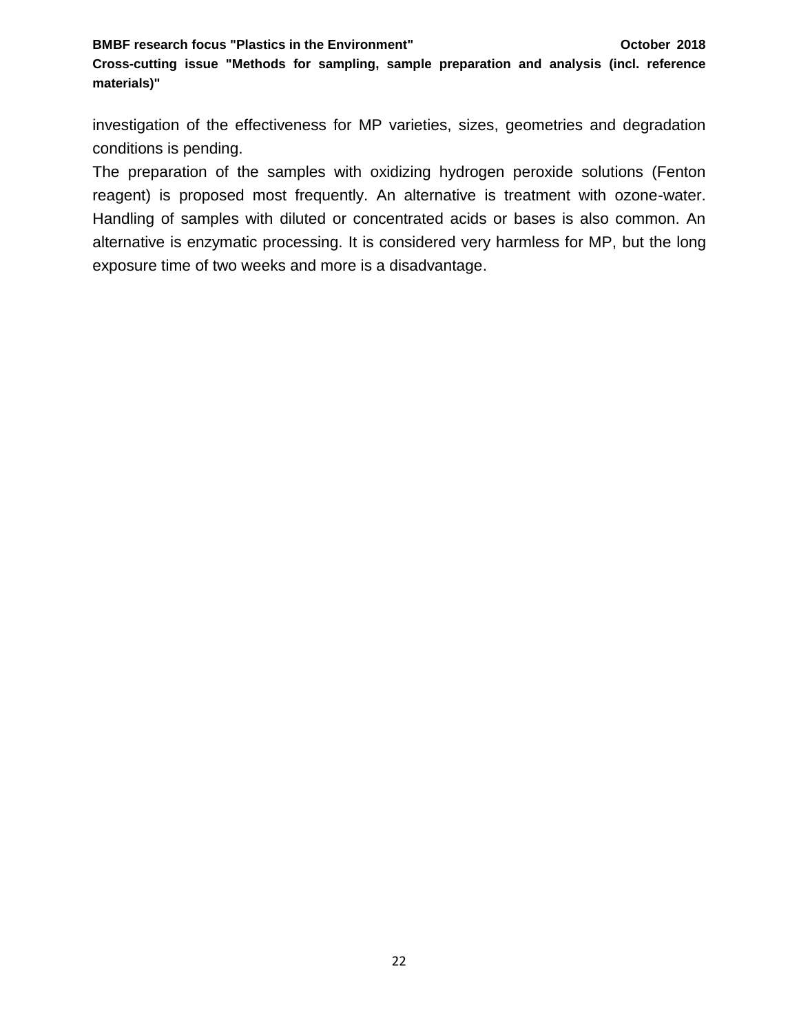investigation of the effectiveness for MP varieties, sizes, geometries and degradation conditions is pending.

The preparation of the samples with oxidizing hydrogen peroxide solutions (Fenton reagent) is proposed most frequently. An alternative is treatment with ozone-water. Handling of samples with diluted or concentrated acids or bases is also common. An alternative is enzymatic processing. It is considered very harmless for MP, but the long exposure time of two weeks and more is a disadvantage.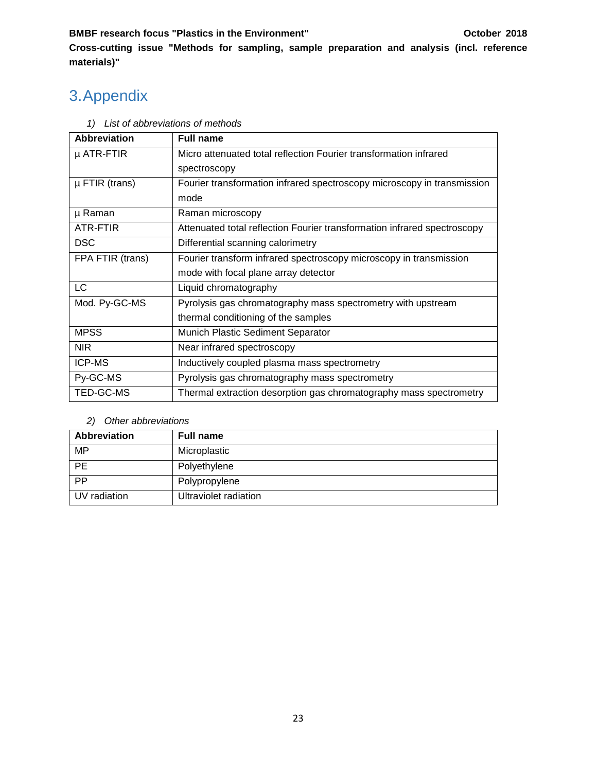# 3. Appendix

*1) List of abbreviations of methods*

| Abbreviation | Full name |
|---|---|
| µ ATR-FTIR | Micro attenuated total reflection Fourier transformation infrared spectroscopy |
| µ FTIR (trans) | Fourier transformation infrared spectroscopy microscopy in transmission mode |
| µ Raman | Raman microscopy |
| ATR-FTIR | Attenuated total reflection Fourier transformation infrared spectroscopy |
| DSC | Differential scanning calorimetry |
| FPA FTIR (trans) | Fourier transform infrared spectroscopy microscopy in transmission mode with focal plane array detector |
| LC | Liquid chromatography |
| Mod. Py-GC-MS | Pyrolysis gas chromatography mass spectrometry with upstream thermal conditioning of the samples |
| MPSS | Munich Plastic Sediment Separator |
| NIR | Near infrared spectroscopy |
| ICP-MS | Inductively coupled plasma mass spectrometry |
| Py-GC-MS | Pyrolysis gas chromatography mass spectrometry |
| TED-GC-MS | Thermal extraction desorption gas chromatography mass spectrometry |

*2) Other abbreviations*

| Abbreviation | Full name |
|---|---|
| MP | Microplastic |
| PE | Polyethylene |
| PP | Polypropylene |
| UV radiation | Ultraviolet radiation |